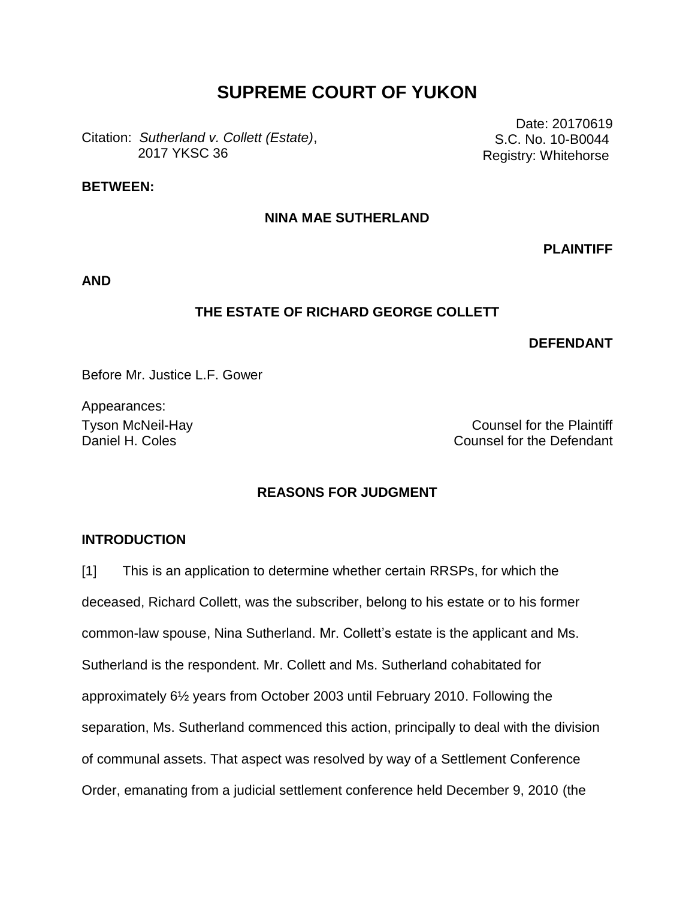# SUPREME COURT OF YUKON

Citation: *Sutherland v. Collett (Estate)*, 2017 YKSC 36

Date: 20170619
S.C. No. 10-B0044
Registry: Whitehorse

**BETWEEN:**

**NINA MAE SUTHERLAND**

**PLAINTIFF**

**AND**

**THE ESTATE OF RICHARD GEORGE COLLETT**

**DEFENDANT**

Before Mr. Justice L.F. Gower

Appearances:

Tyson McNeil-Hay — Counsel for the Plaintiff
Daniel H. Coles — Counsel for the Defendant

## REASONS FOR JUDGMENT

### INTRODUCTION

[1] This is an application to determine whether certain RRSPs, for which the deceased, Richard Collett, was the subscriber, belong to his estate or to his former common-law spouse, Nina Sutherland. Mr. Collett's estate is the applicant and Ms. Sutherland is the respondent. Mr. Collett and Ms. Sutherland cohabitated for approximately 6½ years from October 2003 until February 2010. Following the separation, Ms. Sutherland commenced this action, principally to deal with the division of communal assets. That aspect was resolved by way of a Settlement Conference Order, emanating from a judicial settlement conference held December 9, 2010 (the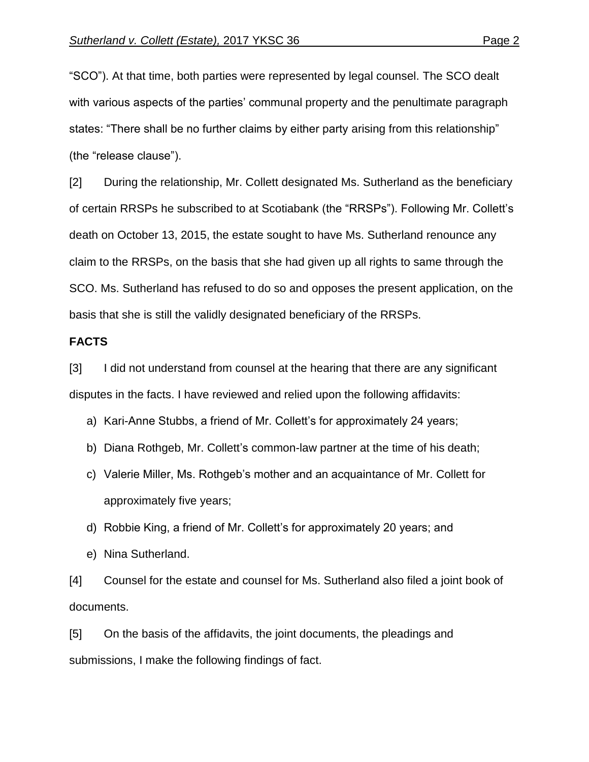"SCO"). At that time, both parties were represented by legal counsel. The SCO dealt with various aspects of the parties' communal property and the penultimate paragraph states: "There shall be no further claims by either party arising from this relationship" (the "release clause").

[2] During the relationship, Mr. Collett designated Ms. Sutherland as the beneficiary of certain RRSPs he subscribed to at Scotiabank (the "RRSPs"). Following Mr. Collett's death on October 13, 2015, the estate sought to have Ms. Sutherland renounce any claim to the RRSPs, on the basis that she had given up all rights to same through the SCO. Ms. Sutherland has refused to do so and opposes the present application, on the basis that she is still the validly designated beneficiary of the RRSPs.

**FACTS**

[3] I did not understand from counsel at the hearing that there are any significant disputes in the facts. I have reviewed and relied upon the following affidavits:

a) Kari-Anne Stubbs, a friend of Mr. Collett's for approximately 24 years;

b) Diana Rothgeb, Mr. Collett's common-law partner at the time of his death;

c) Valerie Miller, Ms. Rothgeb's mother and an acquaintance of Mr. Collett for approximately five years;

d) Robbie King, a friend of Mr. Collett's for approximately 20 years; and

e) Nina Sutherland.

[4] Counsel for the estate and counsel for Ms. Sutherland also filed a joint book of documents.

[5] On the basis of the affidavits, the joint documents, the pleadings and submissions, I make the following findings of fact.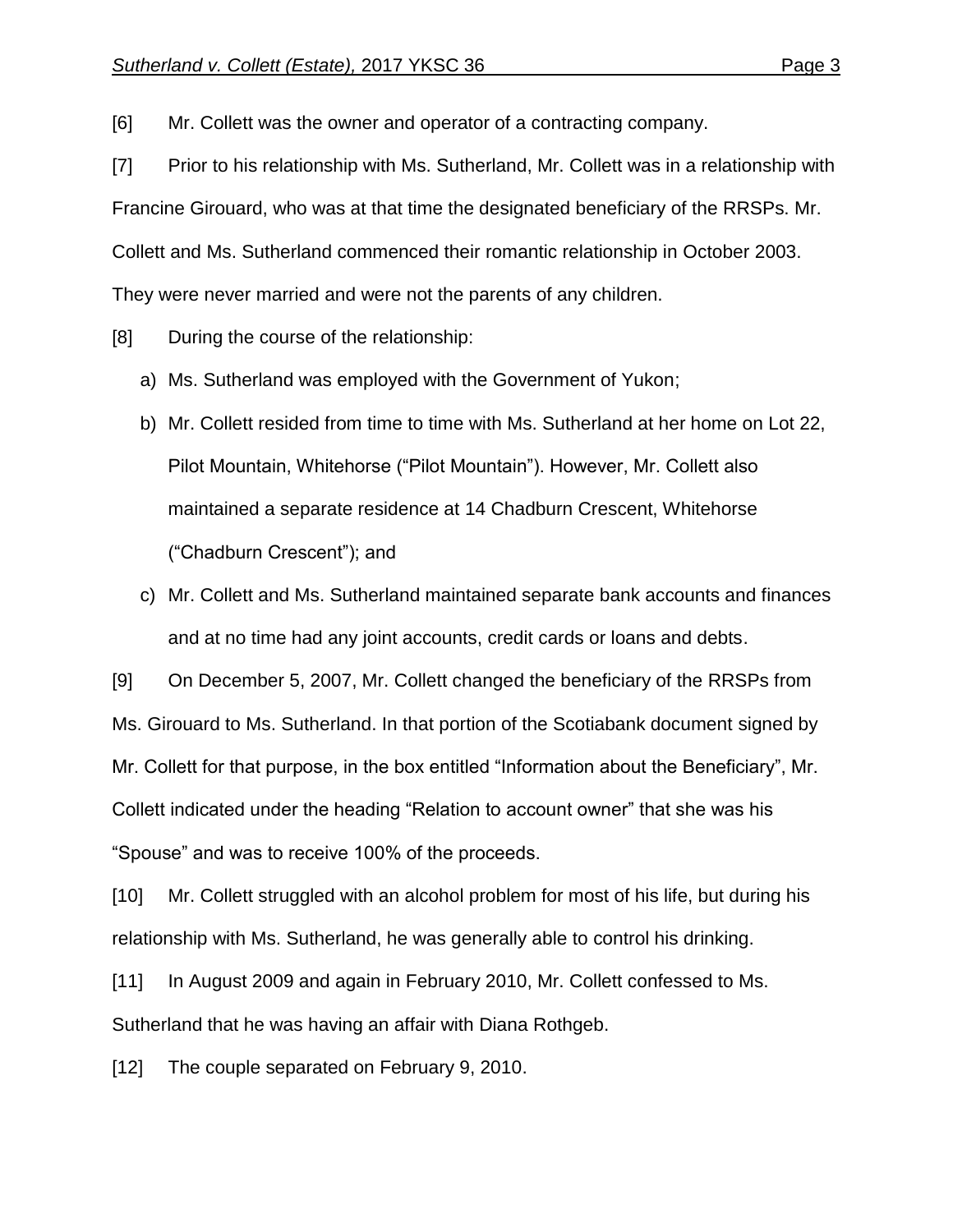[6] Mr. Collett was the owner and operator of a contracting company.

[7] Prior to his relationship with Ms. Sutherland, Mr. Collett was in a relationship with Francine Girouard, who was at that time the designated beneficiary of the RRSPs. Mr. Collett and Ms. Sutherland commenced their romantic relationship in October 2003. They were never married and were not the parents of any children.

[8] During the course of the relationship:

a) Ms. Sutherland was employed with the Government of Yukon;

b) Mr. Collett resided from time to time with Ms. Sutherland at her home on Lot 22, Pilot Mountain, Whitehorse ("Pilot Mountain"). However, Mr. Collett also maintained a separate residence at 14 Chadburn Crescent, Whitehorse ("Chadburn Crescent"); and

c) Mr. Collett and Ms. Sutherland maintained separate bank accounts and finances and at no time had any joint accounts, credit cards or loans and debts.

[9] On December 5, 2007, Mr. Collett changed the beneficiary of the RRSPs from Ms. Girouard to Ms. Sutherland. In that portion of the Scotiabank document signed by Mr. Collett for that purpose, in the box entitled "Information about the Beneficiary", Mr. Collett indicated under the heading "Relation to account owner" that she was his "Spouse" and was to receive 100% of the proceeds.

[10] Mr. Collett struggled with an alcohol problem for most of his life, but during his relationship with Ms. Sutherland, he was generally able to control his drinking.

[11] In August 2009 and again in February 2010, Mr. Collett confessed to Ms. Sutherland that he was having an affair with Diana Rothgeb.

[12] The couple separated on February 9, 2010.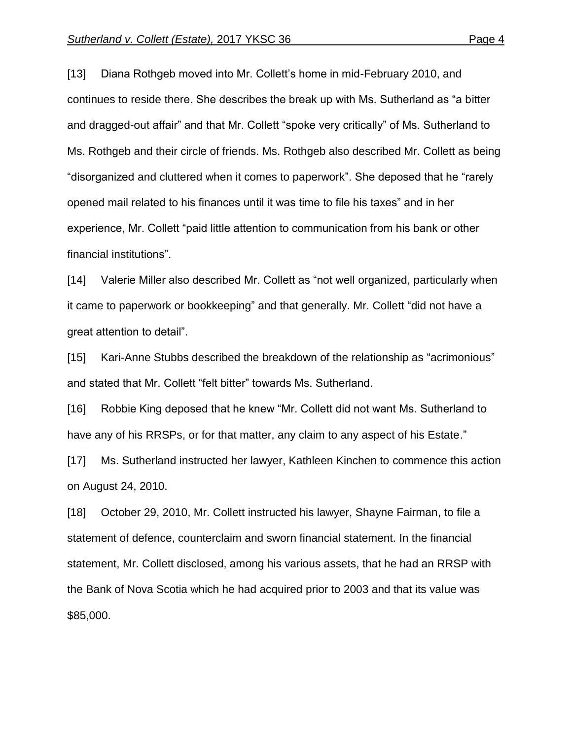[13] Diana Rothgeb moved into Mr. Collett's home in mid-February 2010, and continues to reside there. She describes the break up with Ms. Sutherland as "a bitter and dragged-out affair" and that Mr. Collett "spoke very critically" of Ms. Sutherland to Ms. Rothgeb and their circle of friends. Ms. Rothgeb also described Mr. Collett as being "disorganized and cluttered when it comes to paperwork". She deposed that he "rarely opened mail related to his finances until it was time to file his taxes" and in her experience, Mr. Collett "paid little attention to communication from his bank or other financial institutions".

[14] Valerie Miller also described Mr. Collett as "not well organized, particularly when it came to paperwork or bookkeeping" and that generally. Mr. Collett "did not have a great attention to detail".

[15] Kari-Anne Stubbs described the breakdown of the relationship as "acrimonious" and stated that Mr. Collett "felt bitter" towards Ms. Sutherland.

[16] Robbie King deposed that he knew "Mr. Collett did not want Ms. Sutherland to have any of his RRSPs, or for that matter, any claim to any aspect of his Estate."

[17] Ms. Sutherland instructed her lawyer, Kathleen Kinchen to commence this action on August 24, 2010.

[18] October 29, 2010, Mr. Collett instructed his lawyer, Shayne Fairman, to file a statement of defence, counterclaim and sworn financial statement. In the financial statement, Mr. Collett disclosed, among his various assets, that he had an RRSP with the Bank of Nova Scotia which he had acquired prior to 2003 and that its value was $85,000.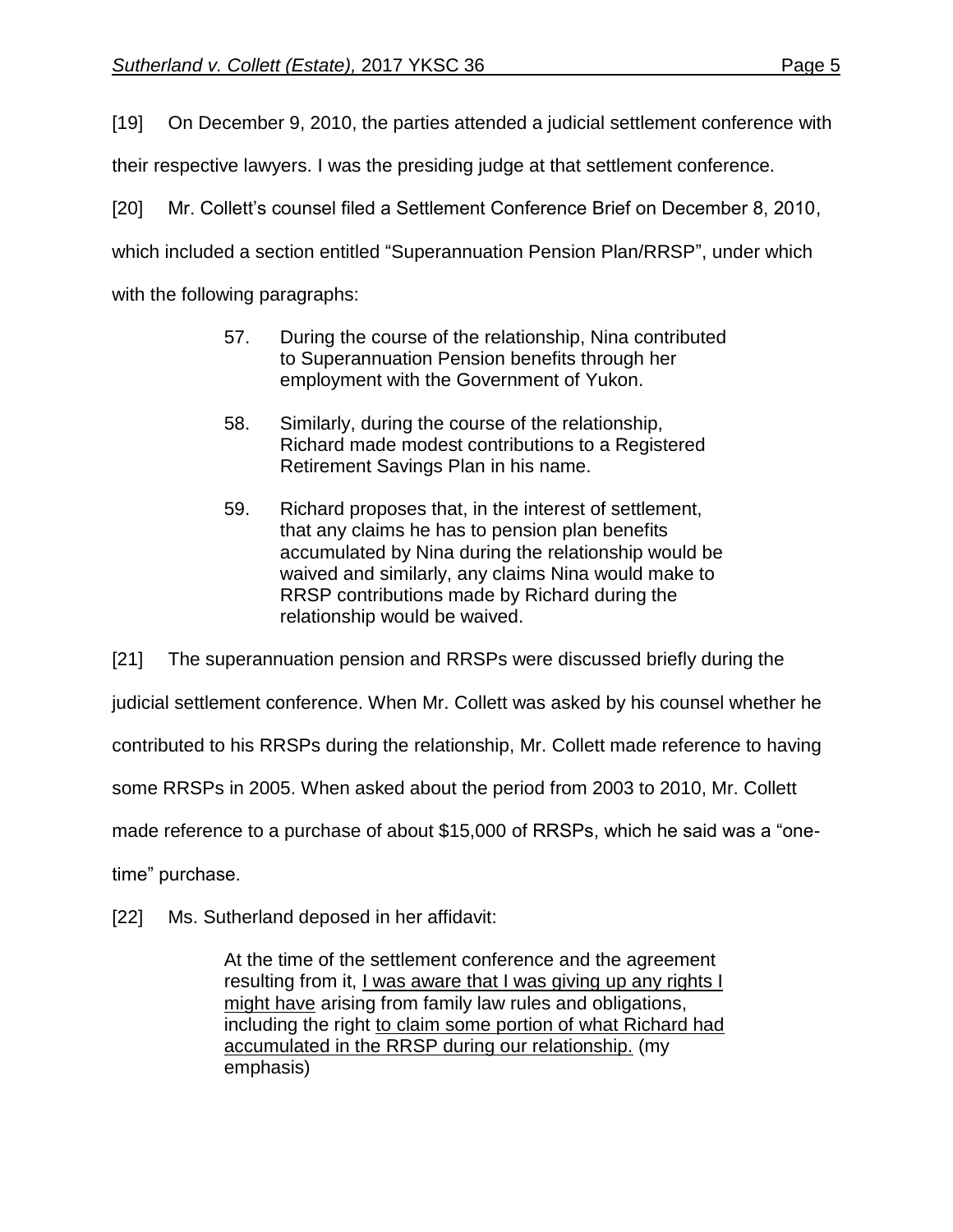[19] On December 9, 2010, the parties attended a judicial settlement conference with their respective lawyers. I was the presiding judge at that settlement conference.

[20] Mr. Collett's counsel filed a Settlement Conference Brief on December 8, 2010, which included a section entitled "Superannuation Pension Plan/RRSP", under which with the following paragraphs:

> 57. During the course of the relationship, Nina contributed to Superannuation Pension benefits through her employment with the Government of Yukon.
>
> 58. Similarly, during the course of the relationship, Richard made modest contributions to a Registered Retirement Savings Plan in his name.
>
> 59. Richard proposes that, in the interest of settlement, that any claims he has to pension plan benefits accumulated by Nina during the relationship would be waived and similarly, any claims Nina would make to RRSP contributions made by Richard during the relationship would be waived.

[21] The superannuation pension and RRSPs were discussed briefly during the judicial settlement conference. When Mr. Collett was asked by his counsel whether he contributed to his RRSPs during the relationship, Mr. Collett made reference to having some RRSPs in 2005. When asked about the period from 2003 to 2010, Mr. Collett made reference to a purchase of about $15,000 of RRSPs, which he said was a "one-time" purchase.

[22] Ms. Sutherland deposed in her affidavit:

> At the time of the settlement conference and the agreement resulting from it, <u>I was aware that I was giving up any rights I might have</u> arising from family law rules and obligations, including the right <u>to claim some portion of what Richard had accumulated in the RRSP during our relationship.</u> (my emphasis)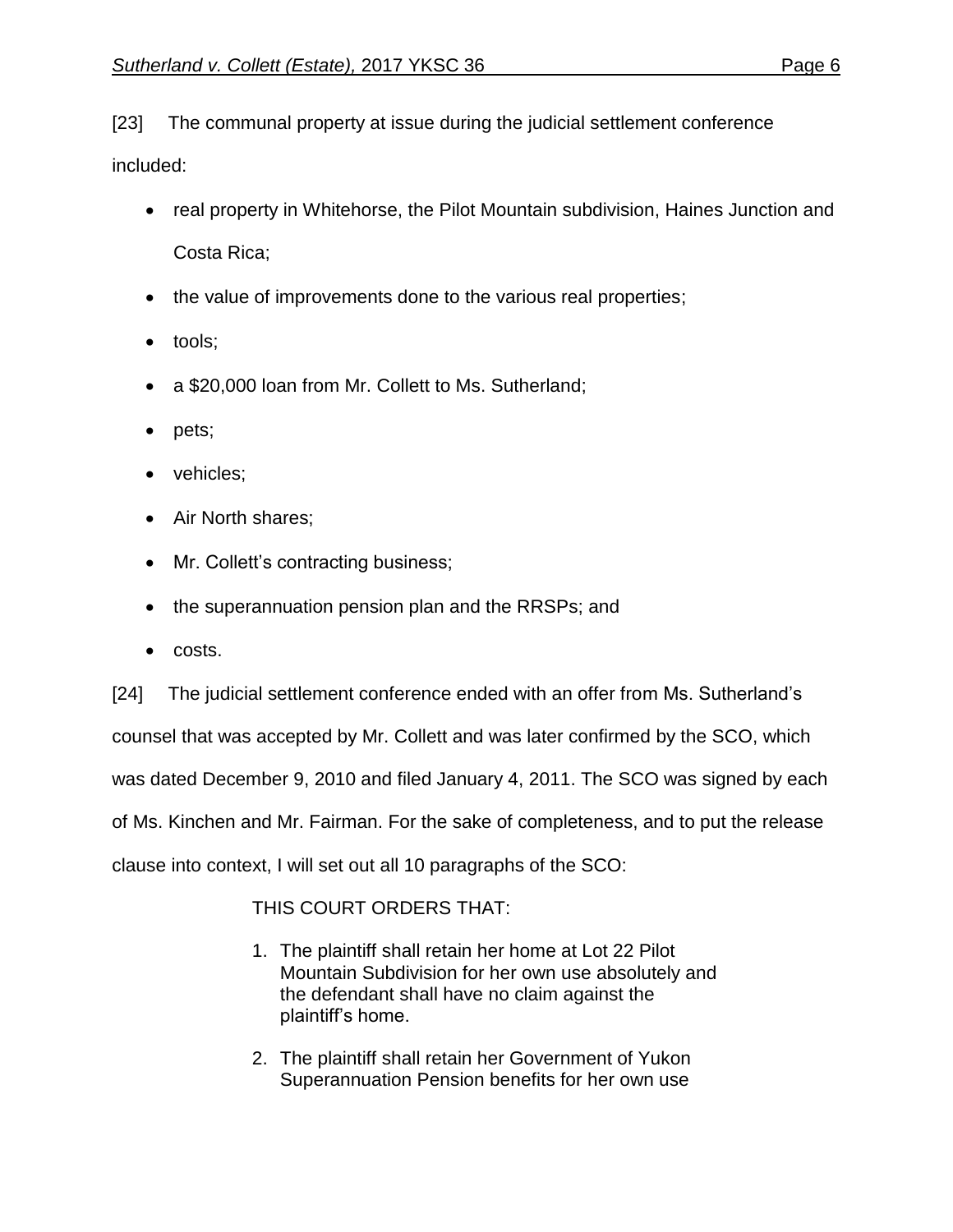[23] The communal property at issue during the judicial settlement conference included:

- real property in Whitehorse, the Pilot Mountain subdivision, Haines Junction and Costa Rica;
- the value of improvements done to the various real properties;
- tools;
- a $20,000 loan from Mr. Collett to Ms. Sutherland;
- pets;
- vehicles;
- Air North shares;
- Mr. Collett's contracting business;
- the superannuation pension plan and the RRSPs; and
- costs.

[24] The judicial settlement conference ended with an offer from Ms. Sutherland's counsel that was accepted by Mr. Collett and was later confirmed by the SCO, which was dated December 9, 2010 and filed January 4, 2011. The SCO was signed by each of Ms. Kinchen and Mr. Fairman. For the sake of completeness, and to put the release clause into context, I will set out all 10 paragraphs of the SCO:

> THIS COURT ORDERS THAT:
>
> 1. The plaintiff shall retain her home at Lot 22 Pilot Mountain Subdivision for her own use absolutely and the defendant shall have no claim against the plaintiff's home.
> 2. The plaintiff shall retain her Government of Yukon Superannuation Pension benefits for her own use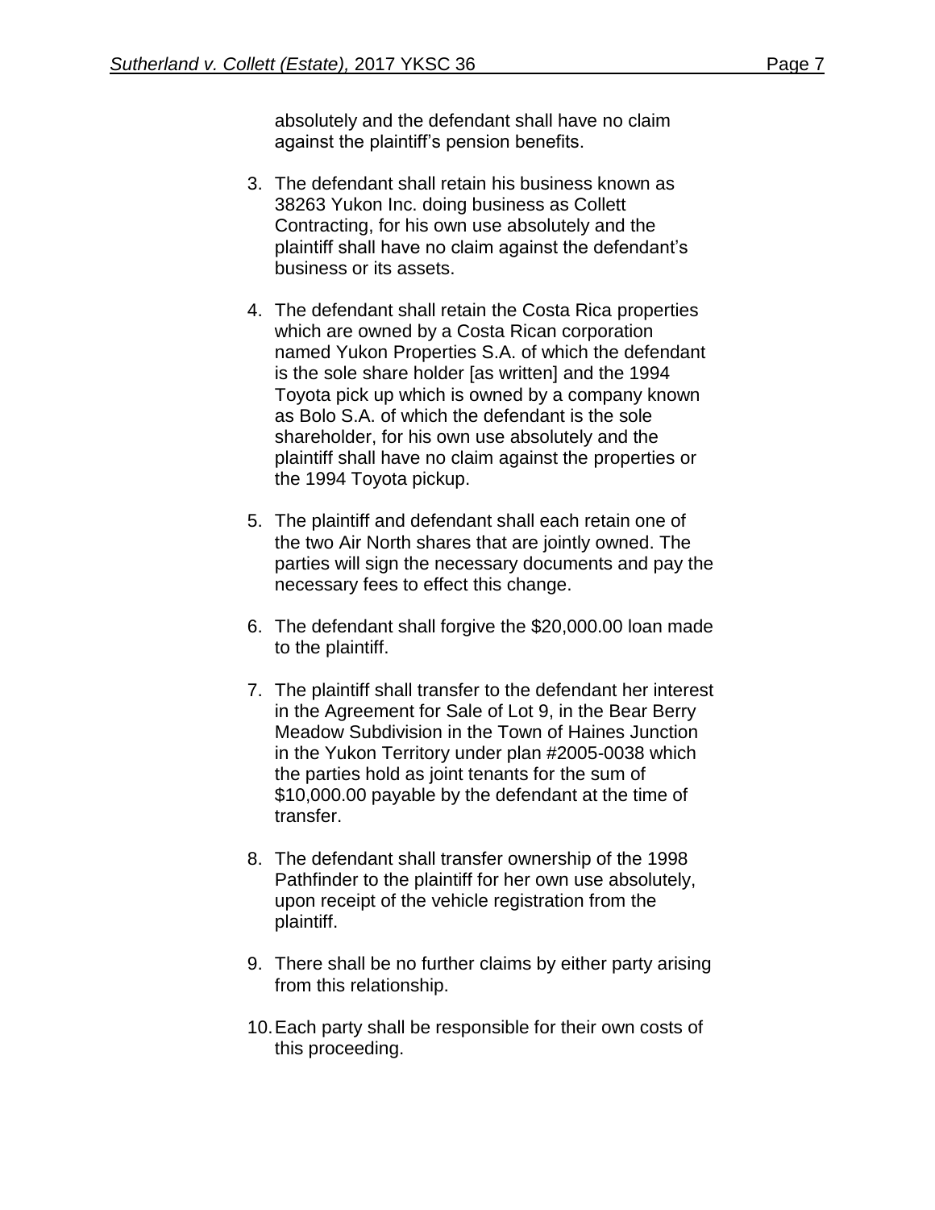absolutely and the defendant shall have no claim against the plaintiff's pension benefits.

3. The defendant shall retain his business known as 38263 Yukon Inc. doing business as Collett Contracting, for his own use absolutely and the plaintiff shall have no claim against the defendant's business or its assets.

4. The defendant shall retain the Costa Rica properties which are owned by a Costa Rican corporation named Yukon Properties S.A. of which the defendant is the sole share holder [as written] and the 1994 Toyota pick up which is owned by a company known as Bolo S.A. of which the defendant is the sole shareholder, for his own use absolutely and the plaintiff shall have no claim against the properties or the 1994 Toyota pickup.

5. The plaintiff and defendant shall each retain one of the two Air North shares that are jointly owned. The parties will sign the necessary documents and pay the necessary fees to effect this change.

6. The defendant shall forgive the $20,000.00 loan made to the plaintiff.

7. The plaintiff shall transfer to the defendant her interest in the Agreement for Sale of Lot 9, in the Bear Berry Meadow Subdivision in the Town of Haines Junction in the Yukon Territory under plan #2005-0038 which the parties hold as joint tenants for the sum of $10,000.00 payable by the defendant at the time of transfer.

8. The defendant shall transfer ownership of the 1998 Pathfinder to the plaintiff for her own use absolutely, upon receipt of the vehicle registration from the plaintiff.

9. There shall be no further claims by either party arising from this relationship.

10. Each party shall be responsible for their own costs of this proceeding.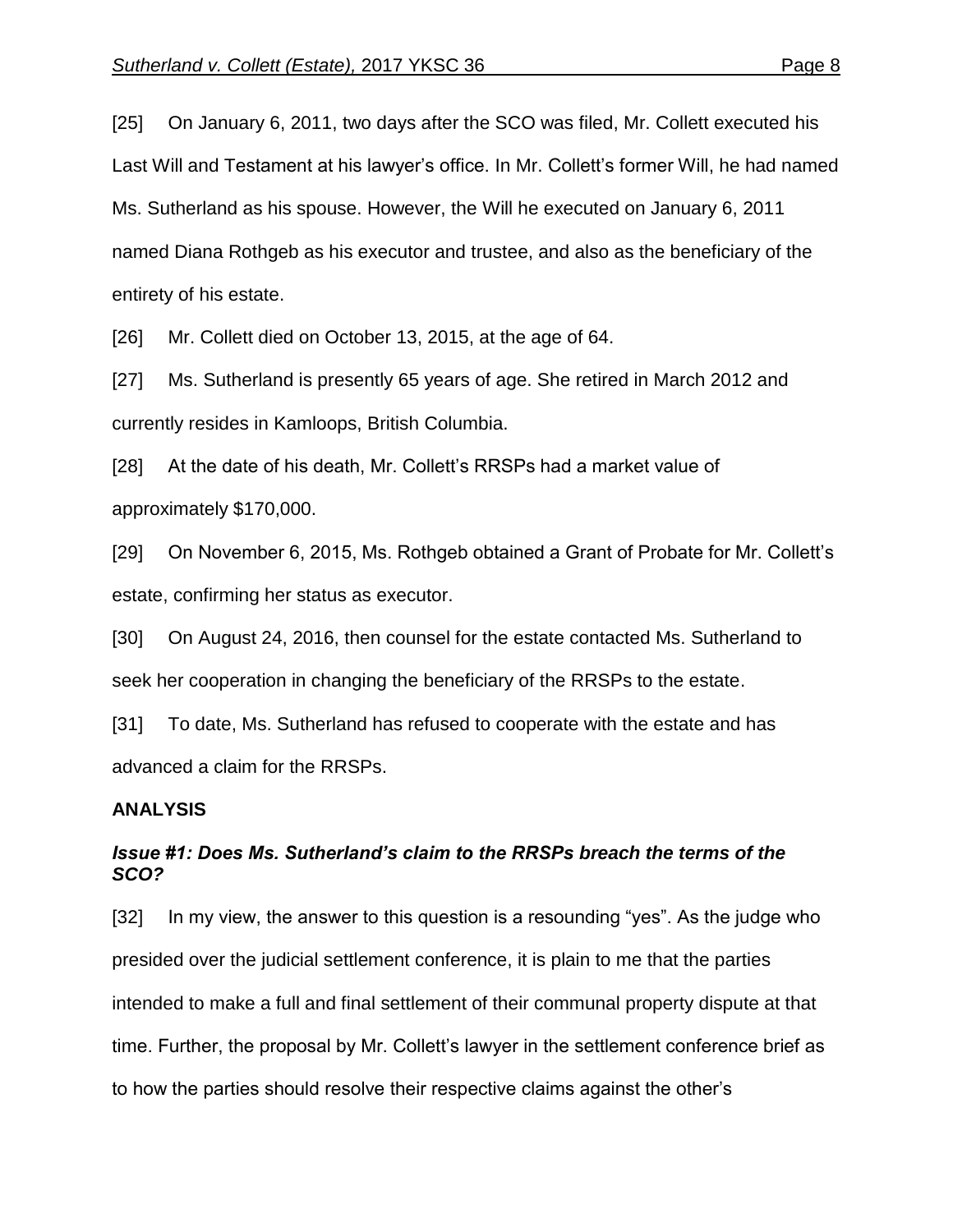[25] On January 6, 2011, two days after the SCO was filed, Mr. Collett executed his Last Will and Testament at his lawyer's office. In Mr. Collett's former Will, he had named Ms. Sutherland as his spouse. However, the Will he executed on January 6, 2011 named Diana Rothgeb as his executor and trustee, and also as the beneficiary of the entirety of his estate.

[26] Mr. Collett died on October 13, 2015, at the age of 64.

[27] Ms. Sutherland is presently 65 years of age. She retired in March 2012 and currently resides in Kamloops, British Columbia.

[28] At the date of his death, Mr. Collett's RRSPs had a market value of approximately $170,000.

[29] On November 6, 2015, Ms. Rothgeb obtained a Grant of Probate for Mr. Collett's estate, confirming her status as executor.

[30] On August 24, 2016, then counsel for the estate contacted Ms. Sutherland to seek her cooperation in changing the beneficiary of the RRSPs to the estate.

[31] To date, Ms. Sutherland has refused to cooperate with the estate and has advanced a claim for the RRSPs.

## ANALYSIS

### *Issue #1: Does Ms. Sutherland's claim to the RRSPs breach the terms of the SCO?*

[32] In my view, the answer to this question is a resounding "yes". As the judge who presided over the judicial settlement conference, it is plain to me that the parties intended to make a full and final settlement of their communal property dispute at that time. Further, the proposal by Mr. Collett's lawyer in the settlement conference brief as to how the parties should resolve their respective claims against the other's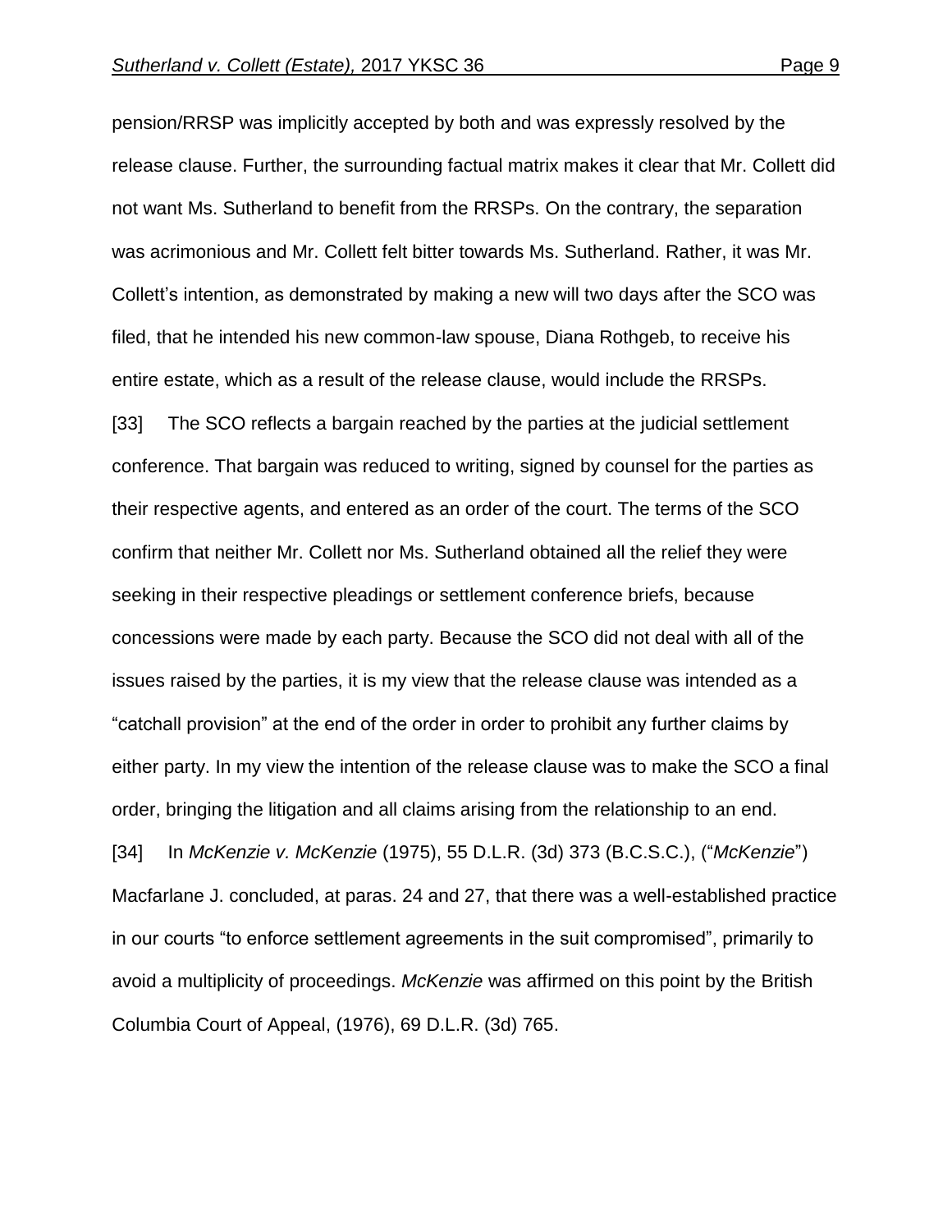pension/RRSP was implicitly accepted by both and was expressly resolved by the release clause. Further, the surrounding factual matrix makes it clear that Mr. Collett did not want Ms. Sutherland to benefit from the RRSPs. On the contrary, the separation was acrimonious and Mr. Collett felt bitter towards Ms. Sutherland. Rather, it was Mr. Collett's intention, as demonstrated by making a new will two days after the SCO was filed, that he intended his new common-law spouse, Diana Rothgeb, to receive his entire estate, which as a result of the release clause, would include the RRSPs.

[33] The SCO reflects a bargain reached by the parties at the judicial settlement conference. That bargain was reduced to writing, signed by counsel for the parties as their respective agents, and entered as an order of the court. The terms of the SCO confirm that neither Mr. Collett nor Ms. Sutherland obtained all the relief they were seeking in their respective pleadings or settlement conference briefs, because concessions were made by each party. Because the SCO did not deal with all of the issues raised by the parties, it is my view that the release clause was intended as a "catchall provision" at the end of the order in order to prohibit any further claims by either party. In my view the intention of the release clause was to make the SCO a final order, bringing the litigation and all claims arising from the relationship to an end.

[34] In *McKenzie v. McKenzie* (1975), 55 D.L.R. (3d) 373 (B.C.S.C.), ("*McKenzie*") Macfarlane J. concluded, at paras. 24 and 27, that there was a well-established practice in our courts "to enforce settlement agreements in the suit compromised", primarily to avoid a multiplicity of proceedings. *McKenzie* was affirmed on this point by the British Columbia Court of Appeal, (1976), 69 D.L.R. (3d) 765.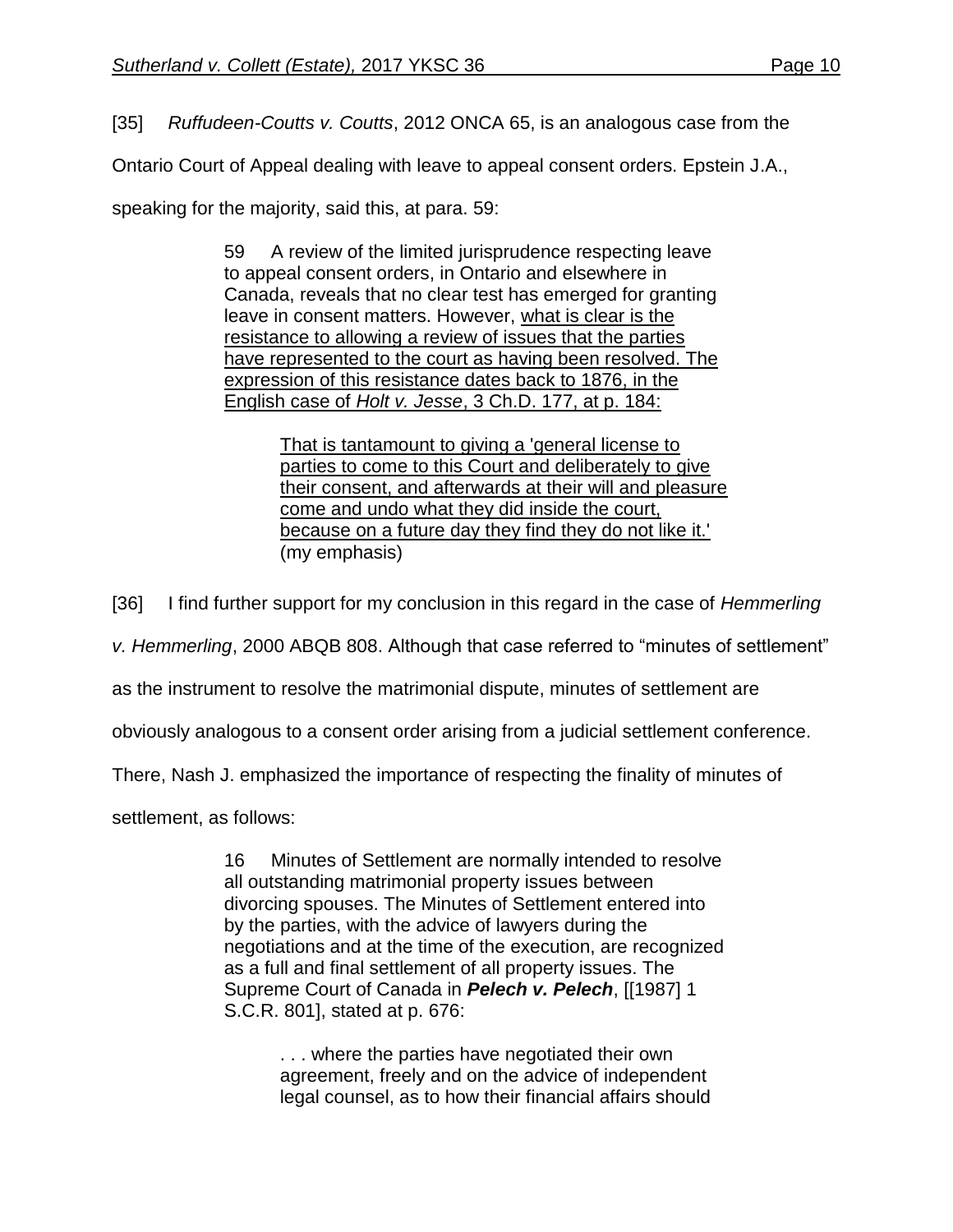[35] *Ruffudeen-Coutts v. Coutts*, 2012 ONCA 65, is an analogous case from the Ontario Court of Appeal dealing with leave to appeal consent orders. Epstein J.A., speaking for the majority, said this, at para. 59:

> 59 A review of the limited jurisprudence respecting leave to appeal consent orders, in Ontario and elsewhere in Canada, reveals that no clear test has emerged for granting leave in consent matters. However, <u>what is clear is the resistance to allowing a review of issues that the parties have represented to the court as having been resolved. The expression of this resistance dates back to 1876, in the English case of *Holt v. Jesse*, 3 Ch.D. 177, at p. 184:</u>
>
>> <u>That is tantamount to giving a 'general license to parties to come to this Court and deliberately to give their consent, and afterwards at their will and pleasure come and undo what they did inside the court, because on a future day they find they do not like it.'</u> (my emphasis)

[36] I find further support for my conclusion in this regard in the case of *Hemmerling v. Hemmerling*, 2000 ABQB 808. Although that case referred to "minutes of settlement" as the instrument to resolve the matrimonial dispute, minutes of settlement are obviously analogous to a consent order arising from a judicial settlement conference. There, Nash J. emphasized the importance of respecting the finality of minutes of settlement, as follows:

> 16 Minutes of Settlement are normally intended to resolve all outstanding matrimonial property issues between divorcing spouses. The Minutes of Settlement entered into by the parties, with the advice of lawyers during the negotiations and at the time of the execution, are recognized as a full and final settlement of all property issues. The Supreme Court of Canada in ***Pelech v. Pelech***, [[1987] 1 S.C.R. 801], stated at p. 676:
>
>> . . . where the parties have negotiated their own agreement, freely and on the advice of independent legal counsel, as to how their financial affairs should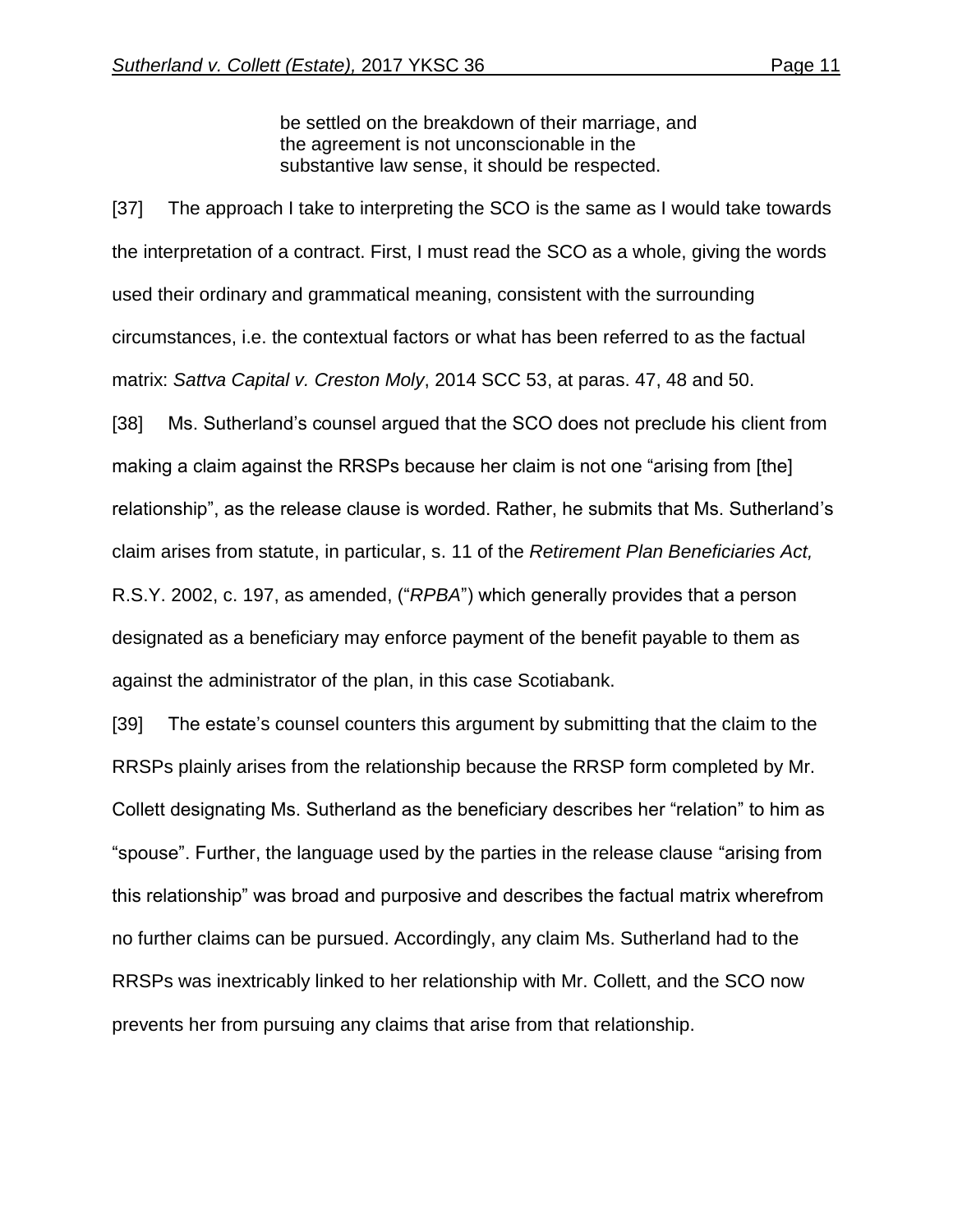> be settled on the breakdown of their marriage, and the agreement is not unconscionable in the substantive law sense, it should be respected.

[37] The approach I take to interpreting the SCO is the same as I would take towards the interpretation of a contract. First, I must read the SCO as a whole, giving the words used their ordinary and grammatical meaning, consistent with the surrounding circumstances, i.e. the contextual factors or what has been referred to as the factual matrix: *Sattva Capital v. Creston Moly*, 2014 SCC 53, at paras. 47, 48 and 50.

[38] Ms. Sutherland's counsel argued that the SCO does not preclude his client from making a claim against the RRSPs because her claim is not one "arising from [the] relationship", as the release clause is worded. Rather, he submits that Ms. Sutherland's claim arises from statute, in particular, s. 11 of the *Retirement Plan Beneficiaries Act,* R.S.Y. 2002, c. 197, as amended, ("*RPBA*") which generally provides that a person designated as a beneficiary may enforce payment of the benefit payable to them as against the administrator of the plan, in this case Scotiabank.

[39] The estate's counsel counters this argument by submitting that the claim to the RRSPs plainly arises from the relationship because the RRSP form completed by Mr. Collett designating Ms. Sutherland as the beneficiary describes her "relation" to him as "spouse". Further, the language used by the parties in the release clause "arising from this relationship" was broad and purposive and describes the factual matrix wherefrom no further claims can be pursued. Accordingly, any claim Ms. Sutherland had to the RRSPs was inextricably linked to her relationship with Mr. Collett, and the SCO now prevents her from pursuing any claims that arise from that relationship.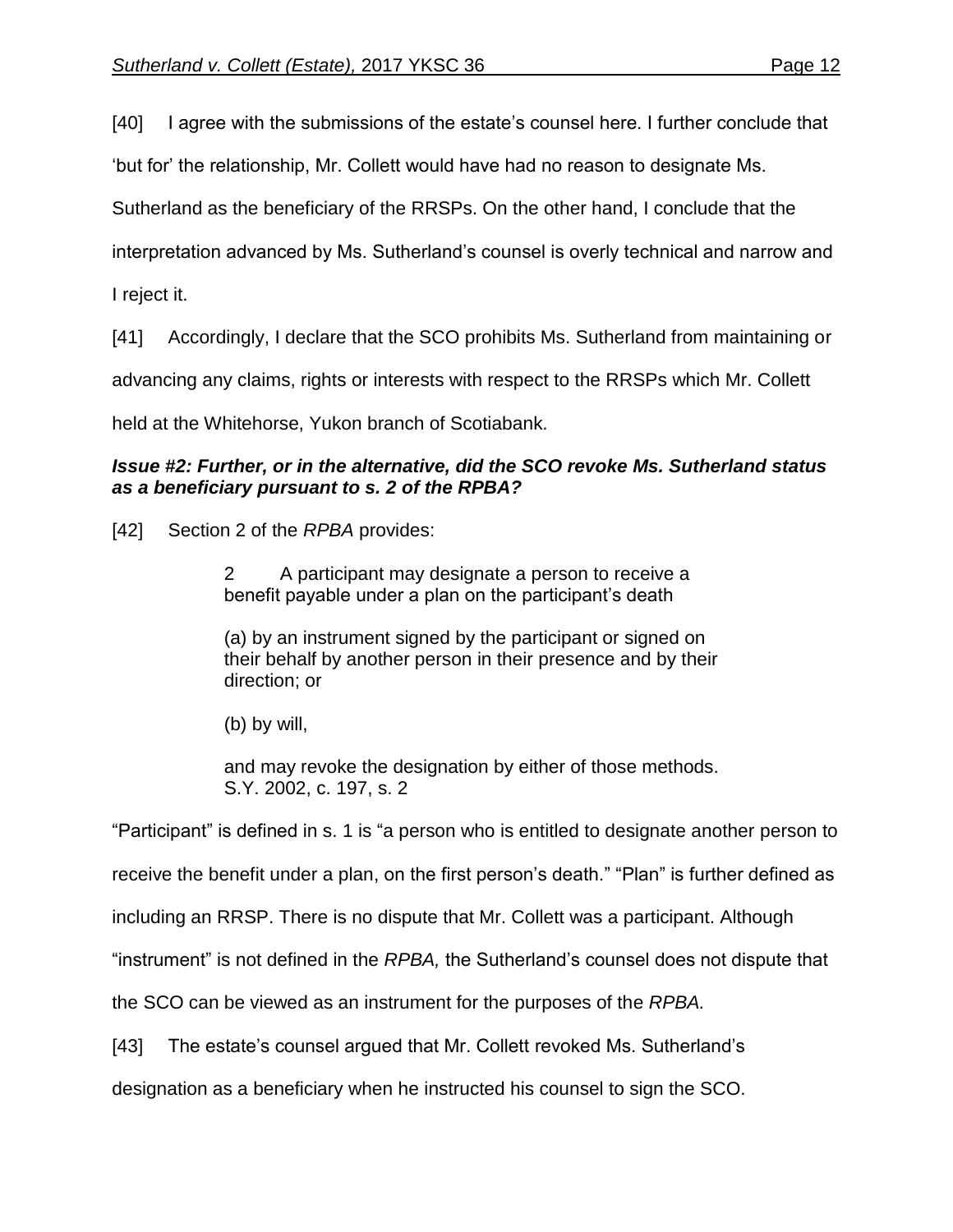[40] I agree with the submissions of the estate's counsel here. I further conclude that 'but for' the relationship, Mr. Collett would have had no reason to designate Ms. Sutherland as the beneficiary of the RRSPs. On the other hand, I conclude that the interpretation advanced by Ms. Sutherland's counsel is overly technical and narrow and I reject it.

[41] Accordingly, I declare that the SCO prohibits Ms. Sutherland from maintaining or advancing any claims, rights or interests with respect to the RRSPs which Mr. Collett held at the Whitehorse, Yukon branch of Scotiabank.

***Issue #2: Further, or in the alternative, did the SCO revoke Ms. Sutherland status as a beneficiary pursuant to s. 2 of the RPBA?***

[42] Section 2 of the *RPBA* provides:

> 2 A participant may designate a person to receive a benefit payable under a plan on the participant's death
>
> (a) by an instrument signed by the participant or signed on their behalf by another person in their presence and by their direction; or
>
> (b) by will,
>
> and may revoke the designation by either of those methods. S.Y. 2002, c. 197, s. 2

"Participant" is defined in s. 1 is "a person who is entitled to designate another person to receive the benefit under a plan, on the first person's death." "Plan" is further defined as including an RRSP. There is no dispute that Mr. Collett was a participant. Although "instrument" is not defined in the *RPBA,* the Sutherland's counsel does not dispute that the SCO can be viewed as an instrument for the purposes of the *RPBA.*

[43] The estate's counsel argued that Mr. Collett revoked Ms. Sutherland's designation as a beneficiary when he instructed his counsel to sign the SCO.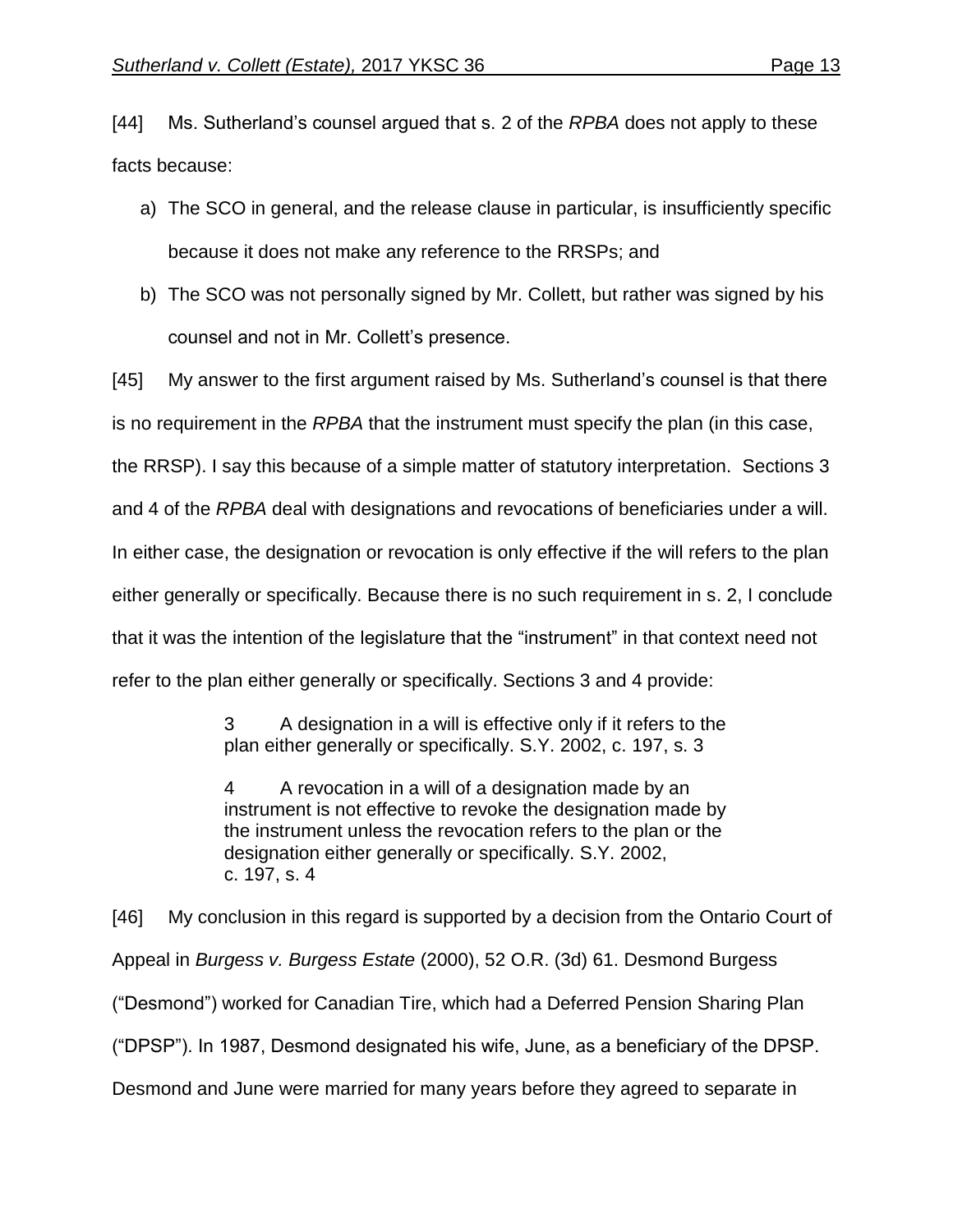[44] Ms. Sutherland's counsel argued that s. 2 of the *RPBA* does not apply to these facts because:

a) The SCO in general, and the release clause in particular, is insufficiently specific because it does not make any reference to the RRSPs; and

b) The SCO was not personally signed by Mr. Collett, but rather was signed by his counsel and not in Mr. Collett's presence.

[45] My answer to the first argument raised by Ms. Sutherland's counsel is that there is no requirement in the *RPBA* that the instrument must specify the plan (in this case, the RRSP). I say this because of a simple matter of statutory interpretation. Sections 3 and 4 of the *RPBA* deal with designations and revocations of beneficiaries under a will. In either case, the designation or revocation is only effective if the will refers to the plan either generally or specifically. Because there is no such requirement in s. 2, I conclude that it was the intention of the legislature that the "instrument" in that context need not refer to the plan either generally or specifically. Sections 3 and 4 provide:

> 3 A designation in a will is effective only if it refers to the plan either generally or specifically. S.Y. 2002, c. 197, s. 3
>
> 4 A revocation in a will of a designation made by an instrument is not effective to revoke the designation made by the instrument unless the revocation refers to the plan or the designation either generally or specifically. S.Y. 2002, c. 197, s. 4

[46] My conclusion in this regard is supported by a decision from the Ontario Court of Appeal in *Burgess v. Burgess Estate* (2000), 52 O.R. (3d) 61. Desmond Burgess ("Desmond") worked for Canadian Tire, which had a Deferred Pension Sharing Plan ("DPSP"). In 1987, Desmond designated his wife, June, as a beneficiary of the DPSP. Desmond and June were married for many years before they agreed to separate in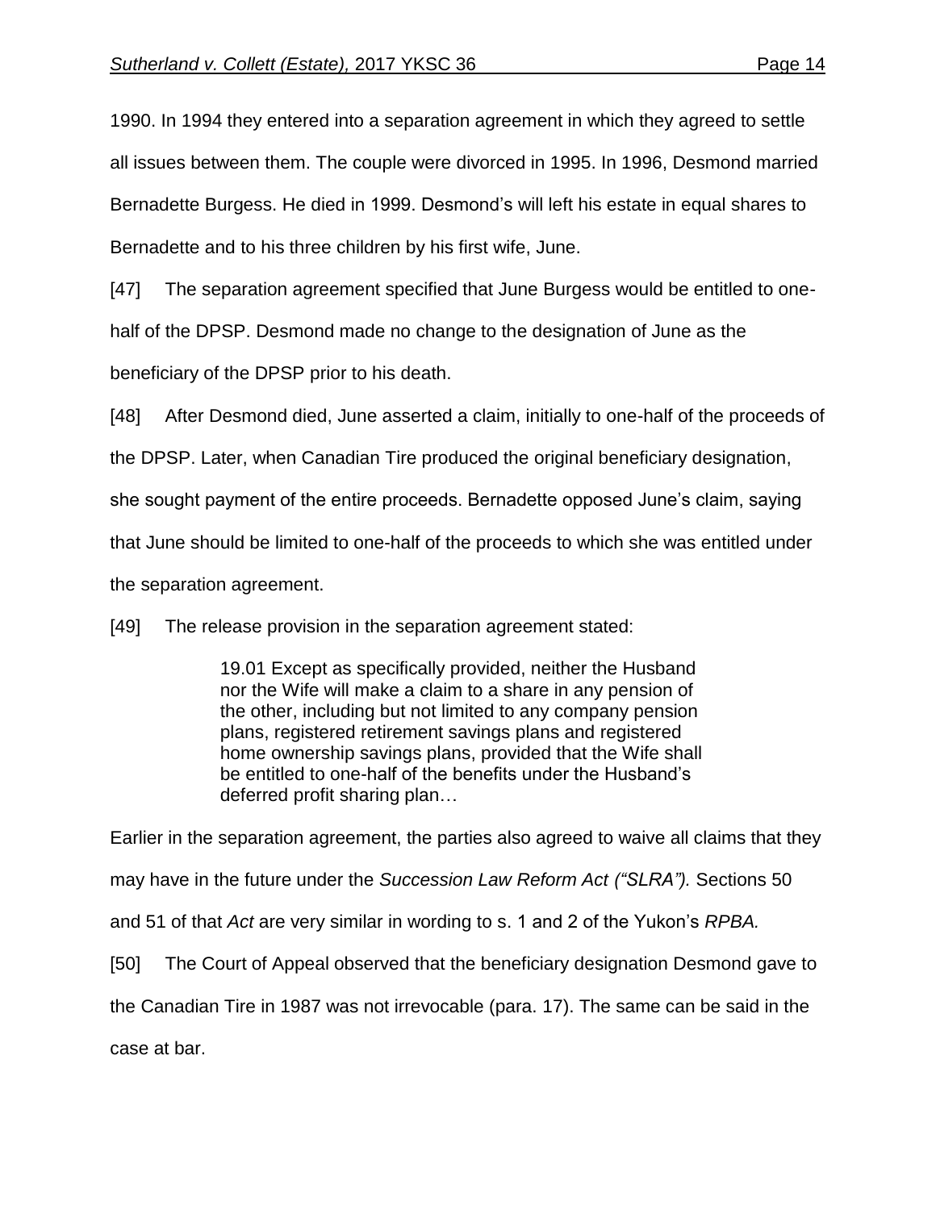1990. In 1994 they entered into a separation agreement in which they agreed to settle all issues between them. The couple were divorced in 1995. In 1996, Desmond married Bernadette Burgess. He died in 1999. Desmond's will left his estate in equal shares to Bernadette and to his three children by his first wife, June.

[47] The separation agreement specified that June Burgess would be entitled to one-half of the DPSP. Desmond made no change to the designation of June as the beneficiary of the DPSP prior to his death.

[48] After Desmond died, June asserted a claim, initially to one-half of the proceeds of the DPSP. Later, when Canadian Tire produced the original beneficiary designation, she sought payment of the entire proceeds. Bernadette opposed June's claim, saying that June should be limited to one-half of the proceeds to which she was entitled under the separation agreement.

[49] The release provision in the separation agreement stated:

> 19.01 Except as specifically provided, neither the Husband nor the Wife will make a claim to a share in any pension of the other, including but not limited to any company pension plans, registered retirement savings plans and registered home ownership savings plans, provided that the Wife shall be entitled to one-half of the benefits under the Husband's deferred profit sharing plan…

Earlier in the separation agreement, the parties also agreed to waive all claims that they may have in the future under the *Succession Law Reform Act ("SLRA").* Sections 50 and 51 of that *Act* are very similar in wording to s. 1 and 2 of the Yukon's *RPBA.*

[50] The Court of Appeal observed that the beneficiary designation Desmond gave to the Canadian Tire in 1987 was not irrevocable (para. 17). The same can be said in the case at bar.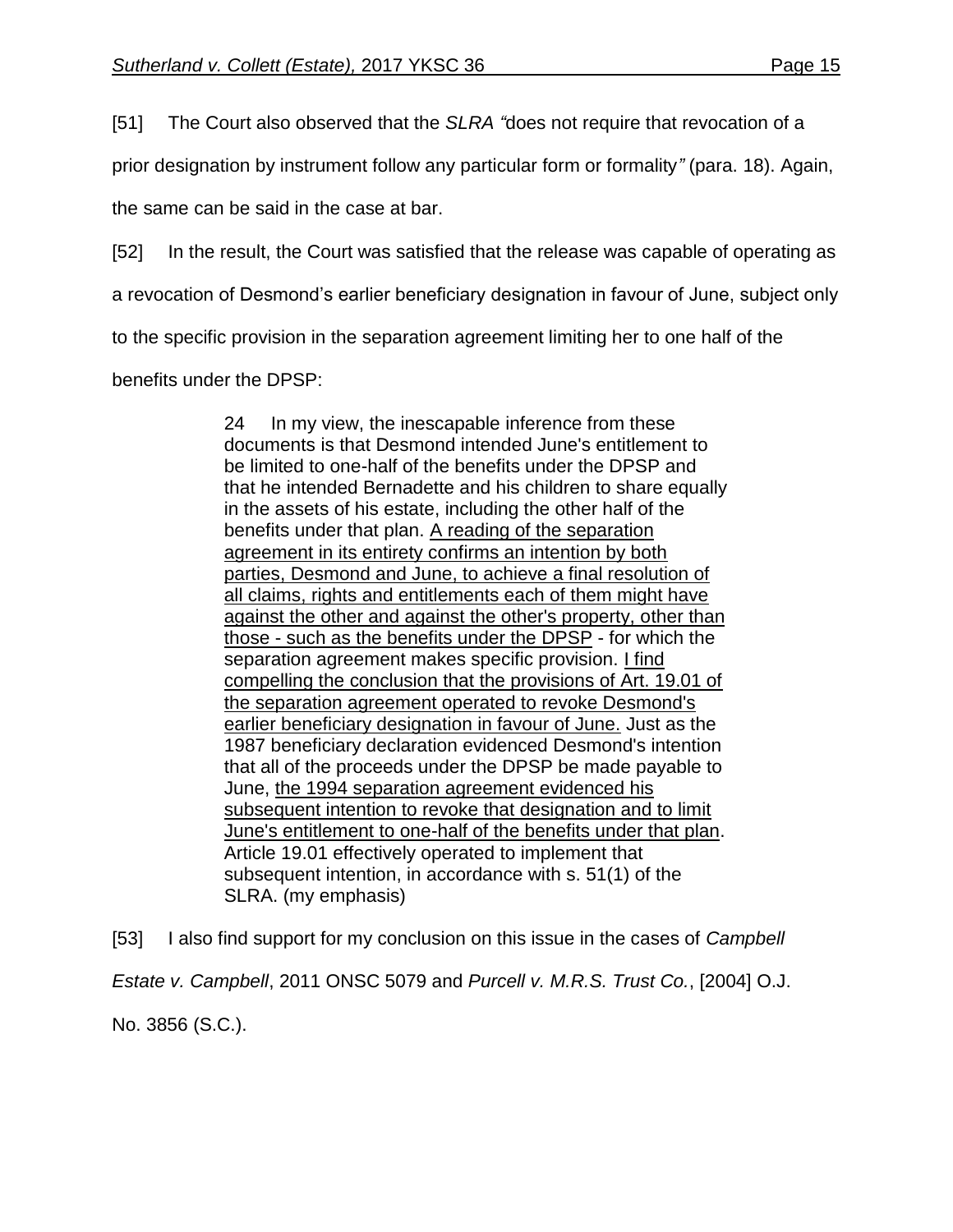[51] The Court also observed that the *SLRA* "does not require that revocation of a prior designation by instrument follow any particular form or formality" (para. 18). Again, the same can be said in the case at bar.

[52] In the result, the Court was satisfied that the release was capable of operating as a revocation of Desmond's earlier beneficiary designation in favour of June, subject only to the specific provision in the separation agreement limiting her to one half of the benefits under the DPSP:

> 24 In my view, the inescapable inference from these documents is that Desmond intended June's entitlement to be limited to one-half of the benefits under the DPSP and that he intended Bernadette and his children to share equally in the assets of his estate, including the other half of the benefits under that plan. <u>A reading of the separation agreement in its entirety confirms an intention by both parties, Desmond and June, to achieve a final resolution of all claims, rights and entitlements each of them might have against the other and against the other's property, other than those - such as the benefits under the DPSP</u> - for which the separation agreement makes specific provision. <u>I find compelling the conclusion that the provisions of Art. 19.01 of the separation agreement operated to revoke Desmond's earlier beneficiary designation in favour of June.</u> Just as the 1987 beneficiary declaration evidenced Desmond's intention that all of the proceeds under the DPSP be made payable to June, <u>the 1994 separation agreement evidenced his subsequent intention to revoke that designation and to limit June's entitlement to one-half of the benefits under that plan</u>. Article 19.01 effectively operated to implement that subsequent intention, in accordance with s. 51(1) of the SLRA. (my emphasis)

[53] I also find support for my conclusion on this issue in the cases of *Campbell Estate v. Campbell*, 2011 ONSC 5079 and *Purcell v. M.R.S. Trust Co.*, [2004] O.J. No. 3856 (S.C.).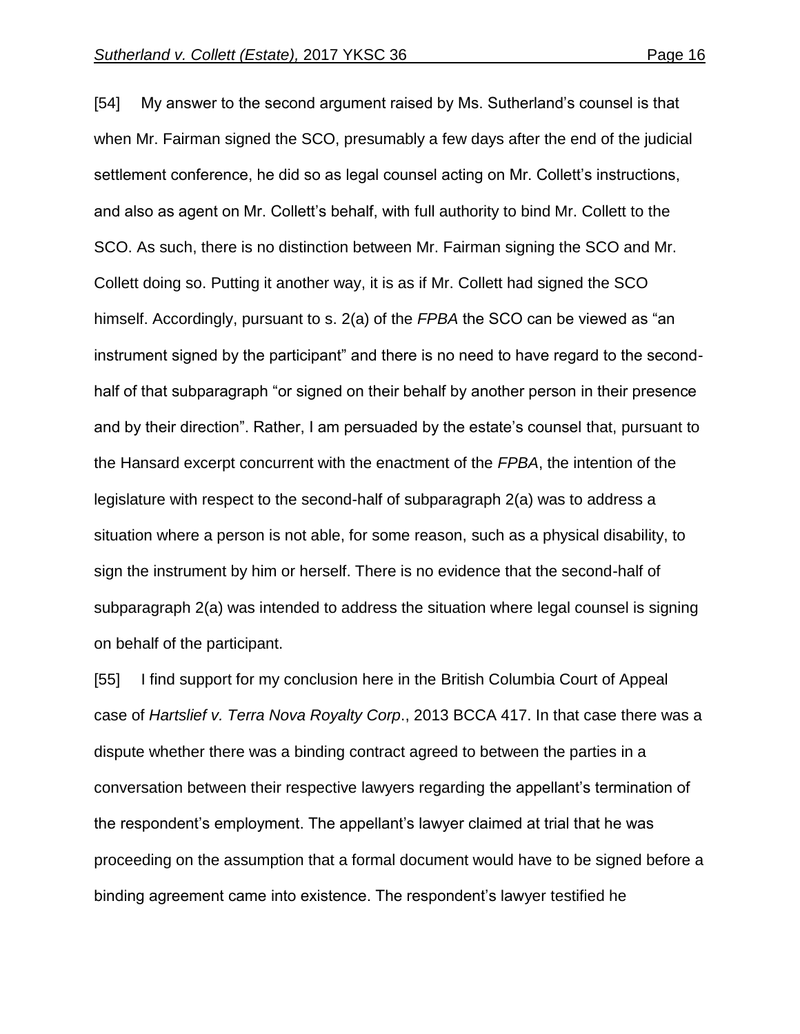[54] My answer to the second argument raised by Ms. Sutherland's counsel is that when Mr. Fairman signed the SCO, presumably a few days after the end of the judicial settlement conference, he did so as legal counsel acting on Mr. Collett's instructions, and also as agent on Mr. Collett's behalf, with full authority to bind Mr. Collett to the SCO. As such, there is no distinction between Mr. Fairman signing the SCO and Mr. Collett doing so. Putting it another way, it is as if Mr. Collett had signed the SCO himself. Accordingly, pursuant to s. 2(a) of the *FPBA* the SCO can be viewed as "an instrument signed by the participant" and there is no need to have regard to the second-half of that subparagraph "or signed on their behalf by another person in their presence and by their direction". Rather, I am persuaded by the estate's counsel that, pursuant to the Hansard excerpt concurrent with the enactment of the *FPBA*, the intention of the legislature with respect to the second-half of subparagraph 2(a) was to address a situation where a person is not able, for some reason, such as a physical disability, to sign the instrument by him or herself. There is no evidence that the second-half of subparagraph 2(a) was intended to address the situation where legal counsel is signing on behalf of the participant.

[55] I find support for my conclusion here in the British Columbia Court of Appeal case of *Hartslief v. Terra Nova Royalty Corp*., 2013 BCCA 417. In that case there was a dispute whether there was a binding contract agreed to between the parties in a conversation between their respective lawyers regarding the appellant's termination of the respondent's employment. The appellant's lawyer claimed at trial that he was proceeding on the assumption that a formal document would have to be signed before a binding agreement came into existence. The respondent's lawyer testified he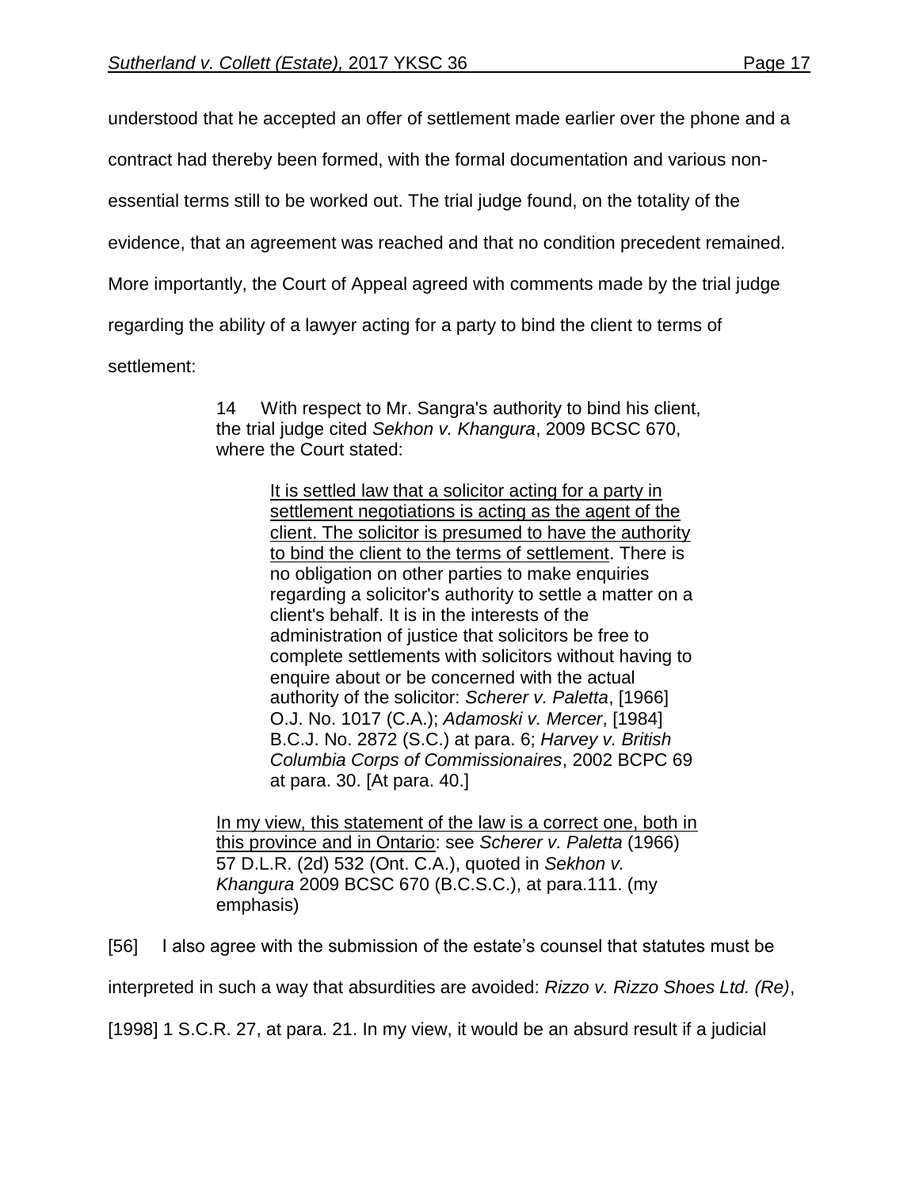understood that he accepted an offer of settlement made earlier over the phone and a contract had thereby been formed, with the formal documentation and various non-essential terms still to be worked out. The trial judge found, on the totality of the evidence, that an agreement was reached and that no condition precedent remained. More importantly, the Court of Appeal agreed with comments made by the trial judge regarding the ability of a lawyer acting for a party to bind the client to terms of settlement:

> 14 With respect to Mr. Sangra's authority to bind his client, the trial judge cited *Sekhon v. Khangura*, 2009 BCSC 670, where the Court stated:
>
> > <u>It is settled law that a solicitor acting for a party in settlement negotiations is acting as the agent of the client. The solicitor is presumed to have the authority to bind the client to the terms of settlement</u>. There is no obligation on other parties to make enquiries regarding a solicitor's authority to settle a matter on a client's behalf. It is in the interests of the administration of justice that solicitors be free to complete settlements with solicitors without having to enquire about or be concerned with the actual authority of the solicitor: *Scherer v. Paletta*, [1966] O.J. No. 1017 (C.A.); *Adamoski v. Mercer*, [1984] B.C.J. No. 2872 (S.C.) at para. 6; *Harvey v. British Columbia Corps of Commissionaires*, 2002 BCPC 69 at para. 30. [At para. 40.]
>
> <u>In my view, this statement of the law is a correct one, both in this province and in Ontario</u>: see *Scherer v. Paletta* (1966) 57 D.L.R. (2d) 532 (Ont. C.A.), quoted in *Sekhon v. Khangura* 2009 BCSC 670 (B.C.S.C.), at para.111. (my emphasis)

[56] I also agree with the submission of the estate's counsel that statutes must be interpreted in such a way that absurdities are avoided: *Rizzo v. Rizzo Shoes Ltd. (Re)*, [1998] 1 S.C.R. 27, at para. 21. In my view, it would be an absurd result if a judicial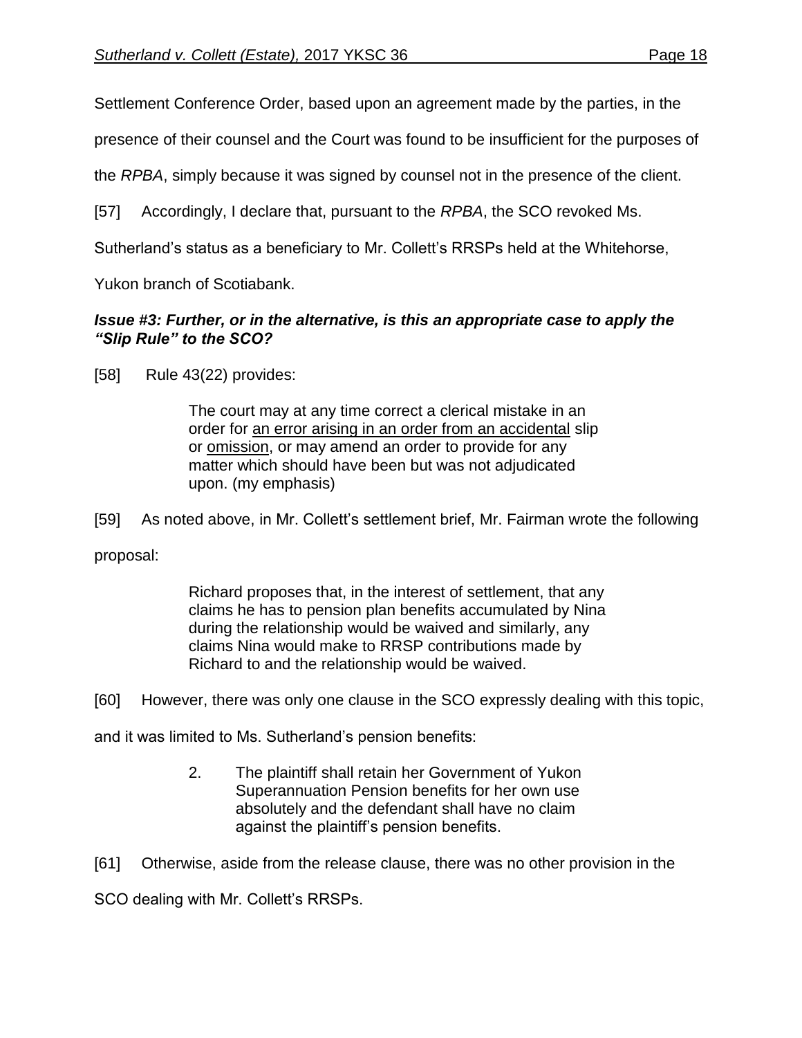Settlement Conference Order, based upon an agreement made by the parties, in the presence of their counsel and the Court was found to be insufficient for the purposes of the *RPBA*, simply because it was signed by counsel not in the presence of the client.

[57] Accordingly, I declare that, pursuant to the *RPBA*, the SCO revoked Ms. Sutherland's status as a beneficiary to Mr. Collett's RRSPs held at the Whitehorse, Yukon branch of Scotiabank.

### ***Issue #3: Further, or in the alternative, is this an appropriate case to apply the "Slip Rule" to the SCO?***

[58] Rule 43(22) provides:

> The court may at any time correct a clerical mistake in an order for <u>an error arising in an order from an accidental</u> slip or <u>omission</u>, or may amend an order to provide for any matter which should have been but was not adjudicated upon. (my emphasis)

[59] As noted above, in Mr. Collett's settlement brief, Mr. Fairman wrote the following proposal:

> Richard proposes that, in the interest of settlement, that any claims he has to pension plan benefits accumulated by Nina during the relationship would be waived and similarly, any claims Nina would make to RRSP contributions made by Richard to and the relationship would be waived.

[60] However, there was only one clause in the SCO expressly dealing with this topic, and it was limited to Ms. Sutherland's pension benefits:

> 2. The plaintiff shall retain her Government of Yukon Superannuation Pension benefits for her own use absolutely and the defendant shall have no claim against the plaintiff's pension benefits.

[61] Otherwise, aside from the release clause, there was no other provision in the SCO dealing with Mr. Collett's RRSPs.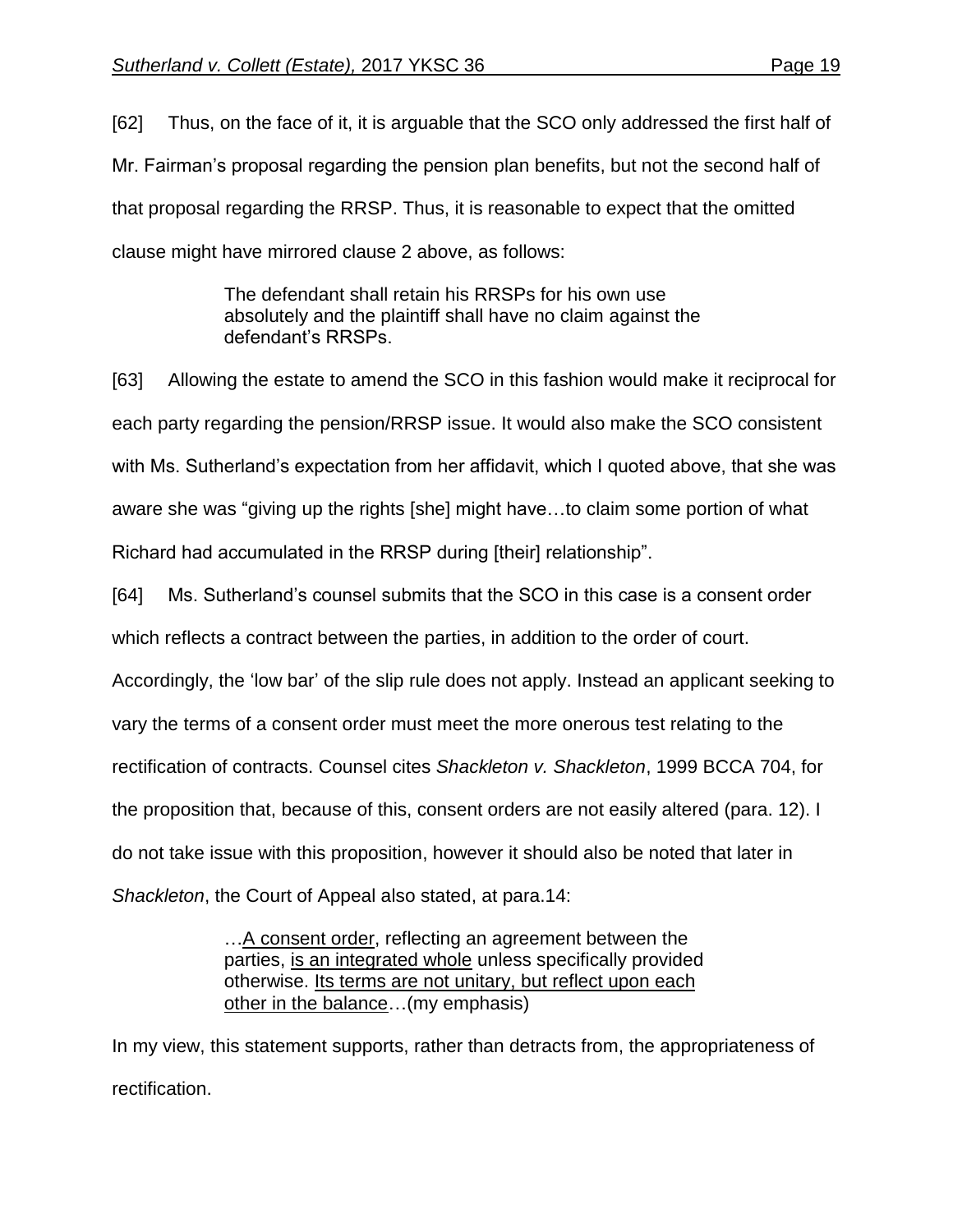[62] Thus, on the face of it, it is arguable that the SCO only addressed the first half of Mr. Fairman's proposal regarding the pension plan benefits, but not the second half of that proposal regarding the RRSP. Thus, it is reasonable to expect that the omitted clause might have mirrored clause 2 above, as follows:

> The defendant shall retain his RRSPs for his own use absolutely and the plaintiff shall have no claim against the defendant's RRSPs.

[63] Allowing the estate to amend the SCO in this fashion would make it reciprocal for each party regarding the pension/RRSP issue. It would also make the SCO consistent with Ms. Sutherland's expectation from her affidavit, which I quoted above, that she was aware she was "giving up the rights [she] might have…to claim some portion of what Richard had accumulated in the RRSP during [their] relationship".

[64] Ms. Sutherland's counsel submits that the SCO in this case is a consent order which reflects a contract between the parties, in addition to the order of court. Accordingly, the 'low bar' of the slip rule does not apply. Instead an applicant seeking to vary the terms of a consent order must meet the more onerous test relating to the rectification of contracts. Counsel cites *Shackleton v. Shackleton*, 1999 BCCA 704, for the proposition that, because of this, consent orders are not easily altered (para. 12). I do not take issue with this proposition, however it should also be noted that later in *Shackleton*, the Court of Appeal also stated, at para.14:

> …<u>A consent order</u>, reflecting an agreement between the parties, <u>is an integrated whole</u> unless specifically provided otherwise. <u>Its terms are not unitary, but reflect upon each other in the balance</u>…(my emphasis)

In my view, this statement supports, rather than detracts from, the appropriateness of rectification.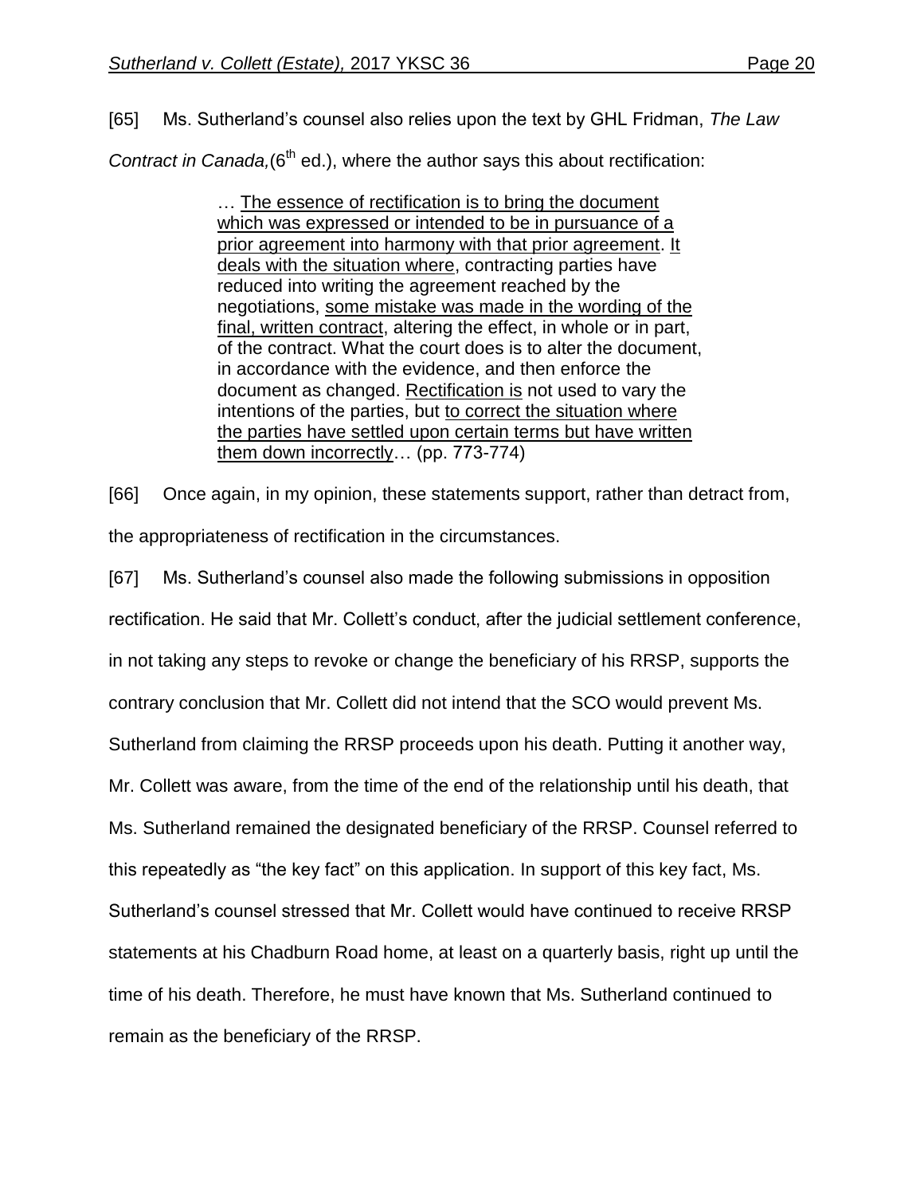[65] Ms. Sutherland's counsel also relies upon the text by GHL Fridman, *The Law Contract in Canada,*(6th ed.), where the author says this about rectification:

> … The essence of rectification is to bring the document which was expressed or intended to be in pursuance of a prior agreement into harmony with that prior agreement. It deals with the situation where, contracting parties have reduced into writing the agreement reached by the negotiations, some mistake was made in the wording of the final, written contract, altering the effect, in whole or in part, of the contract. What the court does is to alter the document, in accordance with the evidence, and then enforce the document as changed. Rectification is not used to vary the intentions of the parties, but to correct the situation where the parties have settled upon certain terms but have written them down incorrectly… (pp. 773-774)

[66] Once again, in my opinion, these statements support, rather than detract from, the appropriateness of rectification in the circumstances.

[67] Ms. Sutherland's counsel also made the following submissions in opposition rectification. He said that Mr. Collett's conduct, after the judicial settlement conference, in not taking any steps to revoke or change the beneficiary of his RRSP, supports the contrary conclusion that Mr. Collett did not intend that the SCO would prevent Ms. Sutherland from claiming the RRSP proceeds upon his death. Putting it another way, Mr. Collett was aware, from the time of the end of the relationship until his death, that Ms. Sutherland remained the designated beneficiary of the RRSP. Counsel referred to this repeatedly as "the key fact" on this application. In support of this key fact, Ms. Sutherland's counsel stressed that Mr. Collett would have continued to receive RRSP statements at his Chadburn Road home, at least on a quarterly basis, right up until the time of his death. Therefore, he must have known that Ms. Sutherland continued to remain as the beneficiary of the RRSP.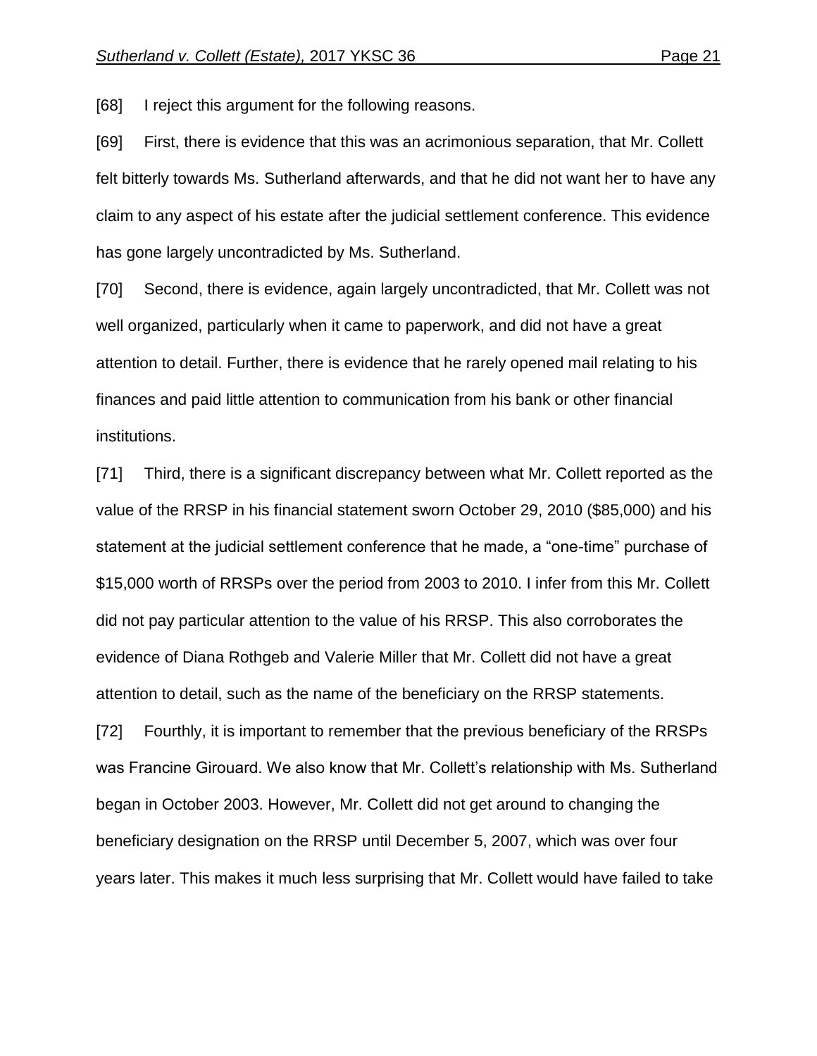[68] I reject this argument for the following reasons.

[69] First, there is evidence that this was an acrimonious separation, that Mr. Collett felt bitterly towards Ms. Sutherland afterwards, and that he did not want her to have any claim to any aspect of his estate after the judicial settlement conference. This evidence has gone largely uncontradicted by Ms. Sutherland.

[70] Second, there is evidence, again largely uncontradicted, that Mr. Collett was not well organized, particularly when it came to paperwork, and did not have a great attention to detail. Further, there is evidence that he rarely opened mail relating to his finances and paid little attention to communication from his bank or other financial institutions.

[71] Third, there is a significant discrepancy between what Mr. Collett reported as the value of the RRSP in his financial statement sworn October 29, 2010 ($85,000) and his statement at the judicial settlement conference that he made, a "one-time" purchase of $15,000 worth of RRSPs over the period from 2003 to 2010. I infer from this Mr. Collett did not pay particular attention to the value of his RRSP. This also corroborates the evidence of Diana Rothgeb and Valerie Miller that Mr. Collett did not have a great attention to detail, such as the name of the beneficiary on the RRSP statements.

[72] Fourthly, it is important to remember that the previous beneficiary of the RRSPs was Francine Girouard. We also know that Mr. Collett's relationship with Ms. Sutherland began in October 2003. However, Mr. Collett did not get around to changing the beneficiary designation on the RRSP until December 5, 2007, which was over four years later. This makes it much less surprising that Mr. Collett would have failed to take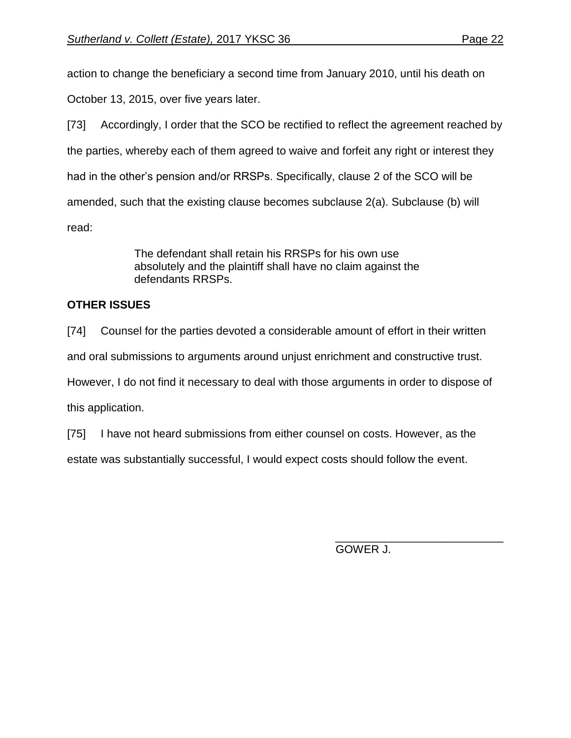action to change the beneficiary a second time from January 2010, until his death on October 13, 2015, over five years later.

[73] Accordingly, I order that the SCO be rectified to reflect the agreement reached by the parties, whereby each of them agreed to waive and forfeit any right or interest they had in the other's pension and/or RRSPs. Specifically, clause 2 of the SCO will be amended, such that the existing clause becomes subclause 2(a). Subclause (b) will read:

> The defendant shall retain his RRSPs for his own use absolutely and the plaintiff shall have no claim against the defendants RRSPs.

**OTHER ISSUES**

[74] Counsel for the parties devoted a considerable amount of effort in their written and oral submissions to arguments around unjust enrichment and constructive trust. However, I do not find it necessary to deal with those arguments in order to dispose of this application.

[75] I have not heard submissions from either counsel on costs. However, as the estate was substantially successful, I would expect costs should follow the event.

\_\_\_\_\_\_\_\_\_\_\_\_\_\_\_\_\_\_\_\_\_\_\_\_\_\_\_\_

GOWER J.